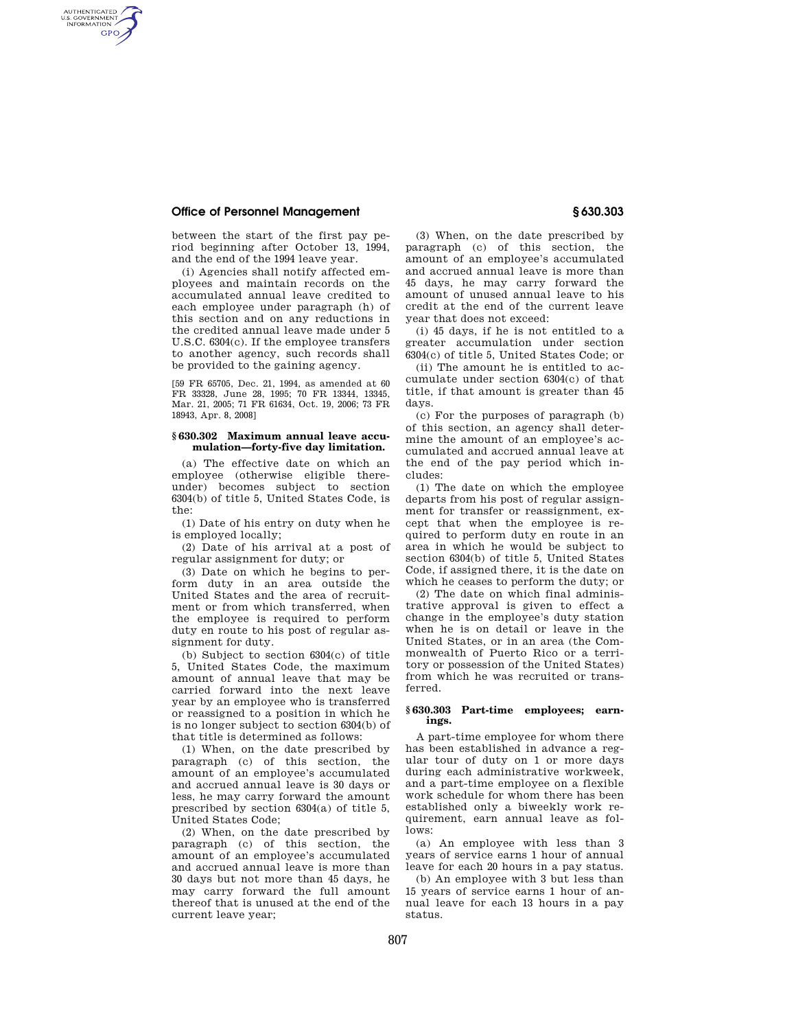between the start of the first pay period beginning after October 13, 1994, and the end of the 1994 leave year.

(i) Agencies shall notify affected employees and maintain records on the accumulated annual leave credited to each employee under paragraph (h) of this section and on any reductions in the credited annual leave made under 5 U.S.C. 6304(c). If the employee transfers to another agency, such records shall be provided to the gaining agency.

[59 FR 65705, Dec. 21, 1994, as amended at 60 FR 33328, June 28, 1995; 70 FR 13344, 13345, Mar. 21, 2005; 71 FR 61634, Oct. 19, 2006; 73 FR 18943, Apr. 8, 2008]

### § 630.302 Maximum annual leave accumulation—forty-five day limitation.

(a) The effective date on which an employee (otherwise eligible thereunder) becomes subject to section 6304(b) of title 5, United States Code, is the:

(1) Date of his entry on duty when he is employed locally;

(2) Date of his arrival at a post of regular assignment for duty; or

(3) Date on which he begins to perform duty in an area outside the United States and the area of recruitment or from which transferred, when the employee is required to perform duty en route to his post of regular assignment for duty.

(b) Subject to section 6304(c) of title 5, United States Code, the maximum amount of annual leave that may be carried forward into the next leave year by an employee who is transferred or reassigned to a position in which he is no longer subject to section 6304(b) of that title is determined as follows:

(1) When, on the date prescribed by paragraph (c) of this section, the amount of an employee's accumulated and accrued annual leave is 30 days or less, he may carry forward the amount prescribed by section 6304(a) of title 5, United States Code;

(2) When, on the date prescribed by paragraph (c) of this section, the amount of an employee's accumulated and accrued annual leave is more than 30 days but not more than 45 days, he may carry forward the full amount thereof that is unused at the end of the current leave year;

(3) When, on the date prescribed by paragraph (c) of this section, the amount of an employee's accumulated and accrued annual leave is more than 45 days, he may carry forward the amount of unused annual leave to his credit at the end of the current leave year that does not exceed:

(i) 45 days, if he is not entitled to a greater accumulation under section 6304(c) of title 5, United States Code; or

(ii) The amount he is entitled to accumulate under section 6304(c) of that title, if that amount is greater than 45 days.

(c) For the purposes of paragraph (b) of this section, an agency shall determine the amount of an employee's accumulated and accrued annual leave at the end of the pay period which includes:

(1) The date on which the employee departs from his post of regular assignment for transfer or reassignment, except that when the employee is required to perform duty en route in an area in which he would be subject to section 6304(b) of title 5, United States Code, if assigned there, it is the date on which he ceases to perform the duty; or

(2) The date on which final administrative approval is given to effect a change in the employee's duty station when he is on detail or leave in the United States, or in an area (the Commonwealth of Puerto Rico or a territory or possession of the United States) from which he was recruited or transferred.

### § 630.303 Part-time employees; earnings.

A part-time employee for whom there has been established in advance a regular tour of duty on 1 or more days during each administrative workweek, and a part-time employee on a flexible work schedule for whom there has been established only a biweekly work requirement, earn annual leave as follows:

(a) An employee with less than 3 years of service earns 1 hour of annual leave for each 20 hours in a pay status.

(b) An employee with 3 but less than 15 years of service earns 1 hour of annual leave for each 13 hours in a pay status.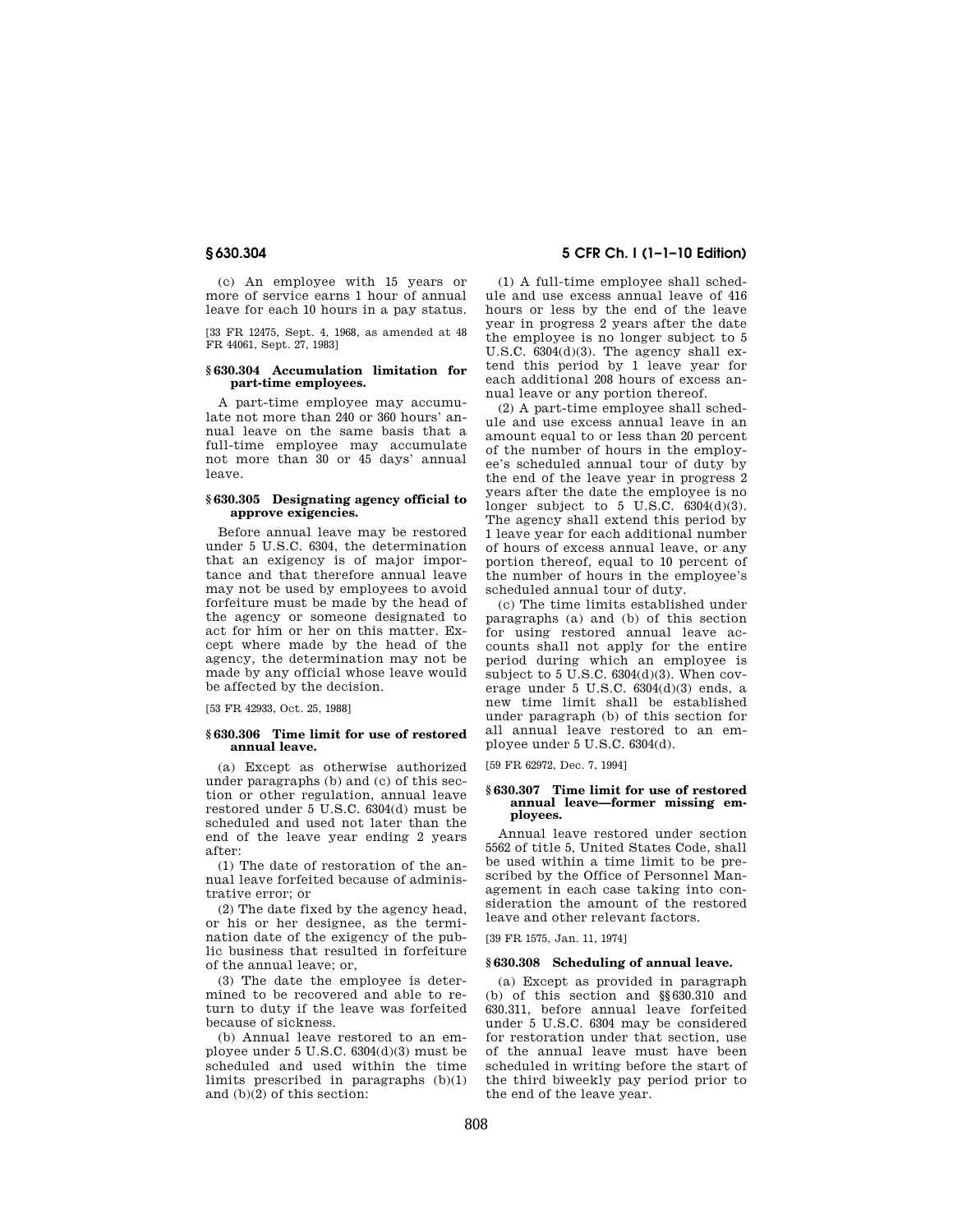(c) An employee with 15 years or more of service earns 1 hour of annual leave for each 10 hours in a pay status.

[33 FR 12475, Sept. 4, 1968, as amended at 48 FR 44061, Sept. 27, 1983]

### § 630.304 Accumulation limitation for part-time employees.

A part-time employee may accumulate not more than 240 or 360 hours' annual leave on the same basis that a full-time employee may accumulate not more than 30 or 45 days' annual leave.

### § 630.305 Designating agency official to approve exigencies.

Before annual leave may be restored under 5 U.S.C. 6304, the determination that an exigency is of major importance and that therefore annual leave may not be used by employees to avoid forfeiture must be made by the head of the agency or someone designated to act for him or her on this matter. Except where made by the head of the agency, the determination may not be made by any official whose leave would be affected by the decision.

[53 FR 42933, Oct. 25, 1988]

### § 630.306 Time limit for use of restored annual leave.

(a) Except as otherwise authorized under paragraphs (b) and (c) of this section or other regulation, annual leave restored under 5 U.S.C. 6304(d) must be scheduled and used not later than the end of the leave year ending 2 years after:

(1) The date of restoration of the annual leave forfeited because of administrative error; or

(2) The date fixed by the agency head, or his or her designee, as the termination date of the exigency of the public business that resulted in forfeiture of the annual leave; or,

(3) The date the employee is determined to be recovered and able to return to duty if the leave was forfeited because of sickness.

(b) Annual leave restored to an employee under 5 U.S.C. 6304(d)(3) must be scheduled and used within the time limits prescribed in paragraphs (b)(1) and (b)(2) of this section:

(1) A full-time employee shall schedule and use excess annual leave of 416 hours or less by the end of the leave year in progress 2 years after the date the employee is no longer subject to 5 U.S.C. 6304(d)(3). The agency shall extend this period by 1 leave year for each additional 208 hours of excess annual leave or any portion thereof.

(2) A part-time employee shall schedule and use excess annual leave in an amount equal to or less than 20 percent of the number of hours in the employee's scheduled annual tour of duty by the end of the leave year in progress 2 years after the date the employee is no longer subject to 5 U.S.C. 6304(d)(3). The agency shall extend this period by 1 leave year for each additional number of hours of excess annual leave, or any portion thereof, equal to 10 percent of the number of hours in the employee's scheduled annual tour of duty.

(c) The time limits established under paragraphs (a) and (b) of this section for using restored annual leave accounts shall not apply for the entire period during which an employee is subject to 5 U.S.C. 6304(d)(3). When coverage under 5 U.S.C. 6304(d)(3) ends, a new time limit shall be established under paragraph (b) of this section for all annual leave restored to an employee under 5 U.S.C. 6304(d).

[59 FR 62972, Dec. 7, 1994]

### § 630.307 Time limit for use of restored annual leave—former missing employees.

Annual leave restored under section 5562 of title 5, United States Code, shall be used within a time limit to be prescribed by the Office of Personnel Management in each case taking into consideration the amount of the restored leave and other relevant factors.

[39 FR 1575, Jan. 11, 1974]

### § 630.308 Scheduling of annual leave.

(a) Except as provided in paragraph (b) of this section and §§ 630.310 and 630.311, before annual leave forfeited under 5 U.S.C. 6304 may be considered for restoration under that section, use of the annual leave must have been scheduled in writing before the start of the third biweekly pay period prior to the end of the leave year.